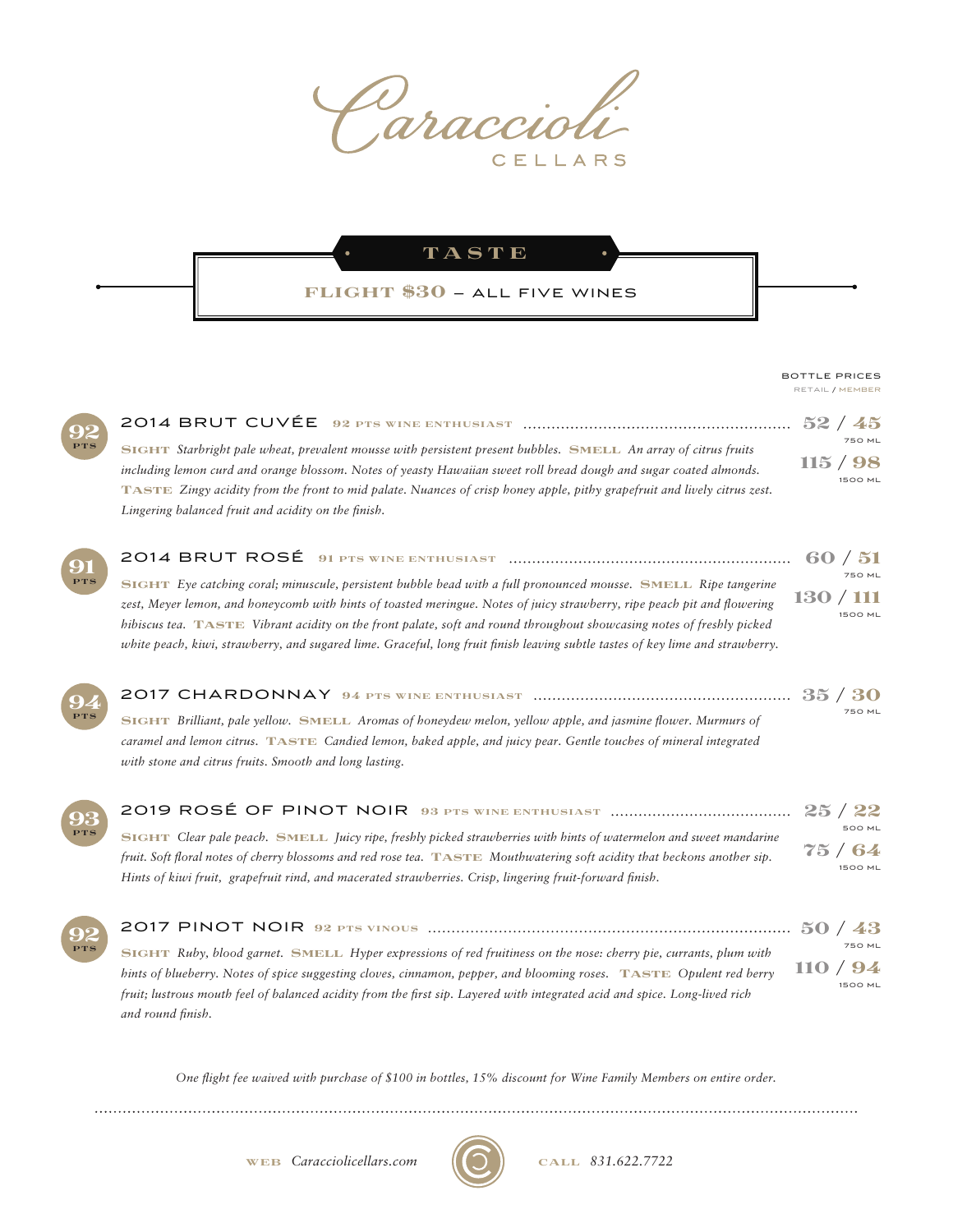# Caraccioli CELLARS

## TASTE

**FLIGHT $30** – ALL FIVE WINES

BOTTLE PRICES
RETAIL / MEMBER

**92 PTS**

### 2014 BRUT CUVÉE — 92 PTS WINE ENTHUSIAST — 52 / 45 (750 ML) — 115 / 98 (1500 ML)

**SIGHT** *Starbright pale wheat, prevalent mousse with persistent present bubbles.* **SMELL** *An array of citrus fruits including lemon curd and orange blossom. Notes of yeasty Hawaiian sweet roll bread dough and sugar coated almonds.* **TASTE** *Zingy acidity from the front to mid palate. Nuances of crisp honey apple, pithy grapefruit and lively citrus zest. Lingering balanced fruit and acidity on the finish.*

**91 PTS**

### 2014 BRUT ROSÉ — 91 PTS WINE ENTHUSIAST — 60 / 51 (750 ML) — 130 / 111 (1500 ML)

**SIGHT** *Eye catching coral; minuscule, persistent bubble bead with a full pronounced mousse.* **SMELL** *Ripe tangerine zest, Meyer lemon, and honeycomb with hints of toasted meringue. Notes of juicy strawberry, ripe peach pit and flowering hibiscus tea.* **TASTE** *Vibrant acidity on the front palate, soft and round throughout showcasing notes of freshly picked white peach, kiwi, strawberry, and sugared lime. Graceful, long fruit finish leaving subtle tastes of key lime and strawberry.*

**94 PTS**

### 2017 CHARDONNAY — 94 PTS WINE ENTHUSIAST — 35 / 30 (750 ML)

**SIGHT** *Brilliant, pale yellow.* **SMELL** *Aromas of honeydew melon, yellow apple, and jasmine flower. Murmurs of caramel and lemon citrus.* **TASTE** *Candied lemon, baked apple, and juicy pear. Gentle touches of mineral integrated with stone and citrus fruits. Smooth and long lasting.*

**93 PTS**

### 2019 ROSÉ OF PINOT NOIR — 93 PTS WINE ENTHUSIAST — 25 / 22 (500 ML) — 75 / 64 (1500 ML)

**SIGHT** *Clear pale peach.* **SMELL** *Juicy ripe, freshly picked strawberries with hints of watermelon and sweet mandarine fruit. Soft floral notes of cherry blossoms and red rose tea.* **TASTE** *Mouthwatering soft acidity that beckons another sip. Hints of kiwi fruit, grapefruit rind, and macerated strawberries. Crisp, lingering fruit-forward finish.*

**92 PTS**

### 2017 PINOT NOIR — 92 PTS VINOUS — 50 / 43 (750 ML) — 110 / 94 (1500 ML)

**SIGHT** *Ruby, blood garnet.* **SMELL** *Hyper expressions of red fruitiness on the nose: cherry pie, currants, plum with hints of blueberry. Notes of spice suggesting cloves, cinnamon, pepper, and blooming roses.* **TASTE** *Opulent red berry fruit; lustrous mouth feel of balanced acidity from the first sip. Layered with integrated acid and spice. Long-lived rich and round finish.*

*One flight fee waived with purchase of $100 in bottles, 15% discount for Wine Family Members on entire order.*

---

WEB *Caracciolicellars.com* CALL *831.622.7722*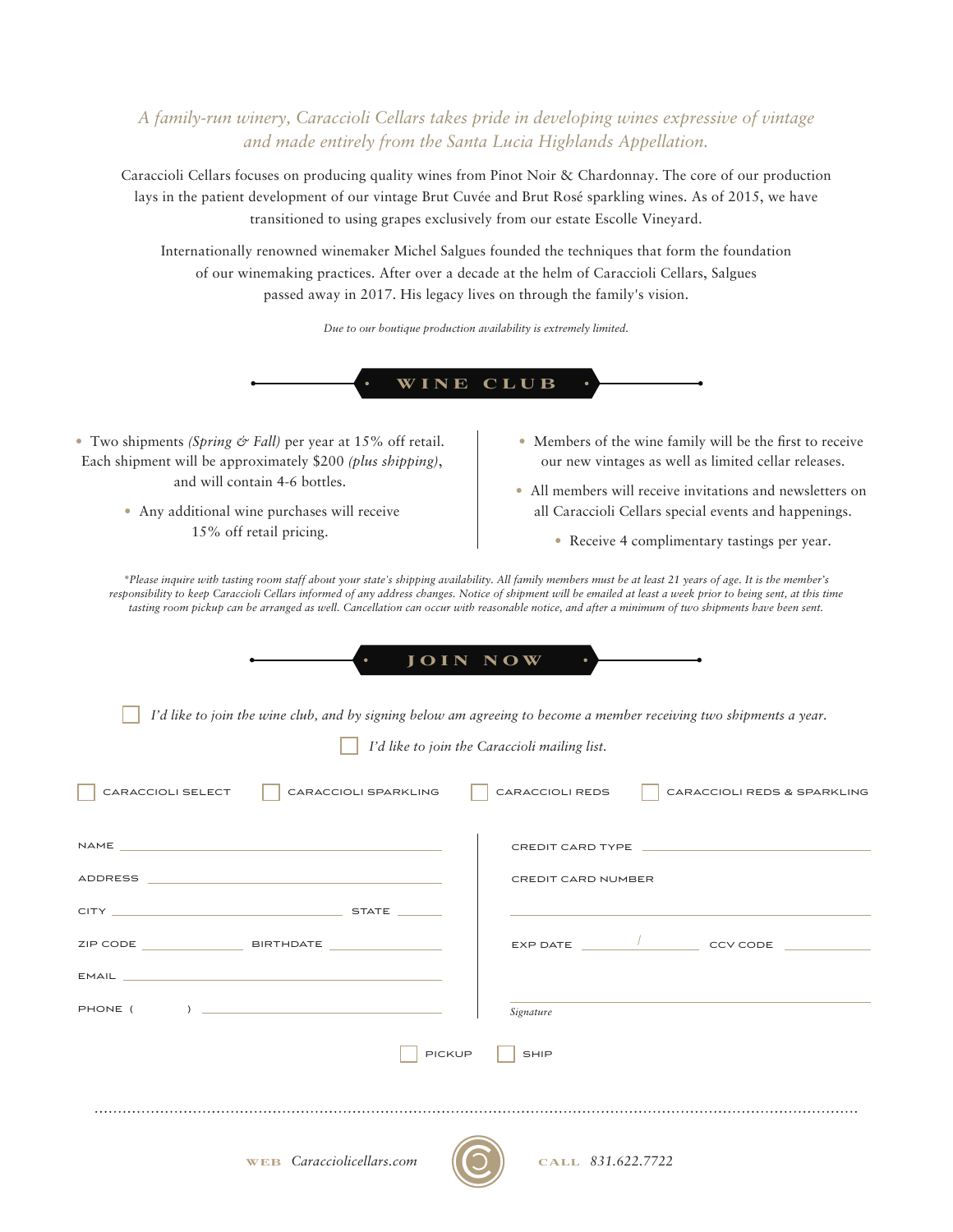*A family-run winery, Caraccioli Cellars takes pride in developing wines expressive of vintage and made entirely from the Santa Lucia Highlands Appellation.*

Caraccioli Cellars focuses on producing quality wines from Pinot Noir & Chardonnay. The core of our production lays in the patient development of our vintage Brut Cuvée and Brut Rosé sparkling wines. As of 2015, we have transitioned to using grapes exclusively from our estate Escolle Vineyard.

Internationally renowned winemaker Michel Salgues founded the techniques that form the foundation of our winemaking practices. After over a decade at the helm of Caraccioli Cellars, Salgues passed away in 2017. His legacy lives on through the family's vision.

*Due to our boutique production availability is extremely limited.*

## WINE CLUB

- Two shipments *(Spring & Fall)* per year at 15% off retail. Each shipment will be approximately $200 *(plus shipping)*, and will contain 4-6 bottles.
- Any additional wine purchases will receive 15% off retail pricing.
- Members of the wine family will be the first to receive our new vintages as well as limited cellar releases.
- All members will receive invitations and newsletters on all Caraccioli Cellars special events and happenings.
- Receive 4 complimentary tastings per year.

*\*Please inquire with tasting room staff about your state's shipping availability. All family members must be at least 21 years of age. It is the member's responsibility to keep Caraccioli Cellars informed of any address changes. Notice of shipment will be emailed at least a week prior to being sent, at this time tasting room pickup can be arranged as well. Cancellation can occur with reasonable notice, and after a minimum of two shipments have been sent.*

## JOIN NOW

☐ *I'd like to join the wine club, and by signing below am agreeing to become a member receiving two shipments a year.*

☐ *I'd like to join the Caraccioli mailing list.*

☐ CARACCIOLI SELECT ☐ CARACCIOLI SPARKLING ☐ CARACCIOLI REDS ☐ CARACCIOLI REDS & SPARKLING

NAME ______________________

ADDRESS ______________________

CITY ______________ STATE ______

ZIP CODE __________ BIRTHDATE __________

EMAIL ______________________

PHONE ( ) ______________________

CREDIT CARD TYPE ______________________

CREDIT CARD NUMBER ______________________

EXP DATE ______ / ______ CCV CODE ______

______________________

*Signature*

☐ PICKUP ☐ SHIP

WEB *Caracciolicellars.com*

CALL *831.622.7722*